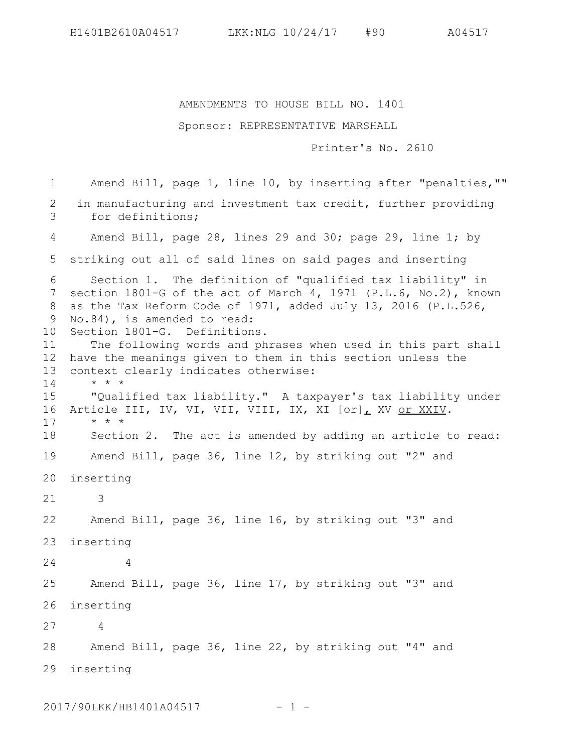AMENDMENTS TO HOUSE BILL NO. 1401

Sponsor: REPRESENTATIVE MARSHALL

Printer's No. 2610

Amend Bill, page 1, line 10, by inserting after "penalties,""

in manufacturing and investment tax credit, further providing for definitions;

Amend Bill, page 28, lines 29 and 30; page 29, line 1; by striking out all of said lines on said pages and inserting

Section 1. The definition of "qualified tax liability" in section 1801-G of the act of March 4, 1971 (P.L.6, No.2), known as the Tax Reform Code of 1971, added July 13, 2016 (P.L.526, No.84), is amended to read:

Section 1801-G. Definitions.

The following words and phrases when used in this part shall have the meanings given to them in this section unless the context clearly indicates otherwise:

\* \* \*

"Qualified tax liability." A taxpayer's tax liability under Article III, IV, VI, VII, VIII, IX, XI [or]<u>,</u> XV <u>or XXIV</u>.

\* \* \*

Section 2. The act is amended by adding an article to read:

Amend Bill, page 36, line 12, by striking out "2" and inserting

3

Amend Bill, page 36, line 16, by striking out "3" and inserting

4

Amend Bill, page 36, line 17, by striking out "3" and inserting

4

Amend Bill, page 36, line 22, by striking out "4" and inserting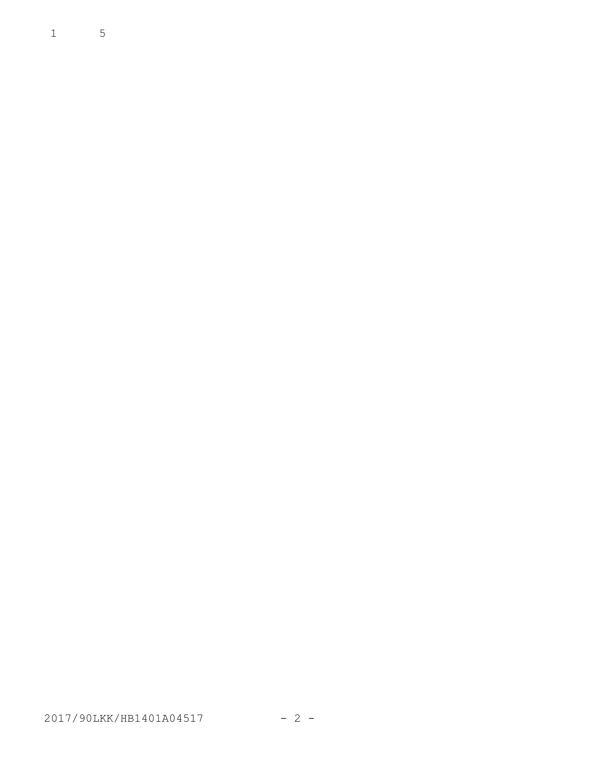5